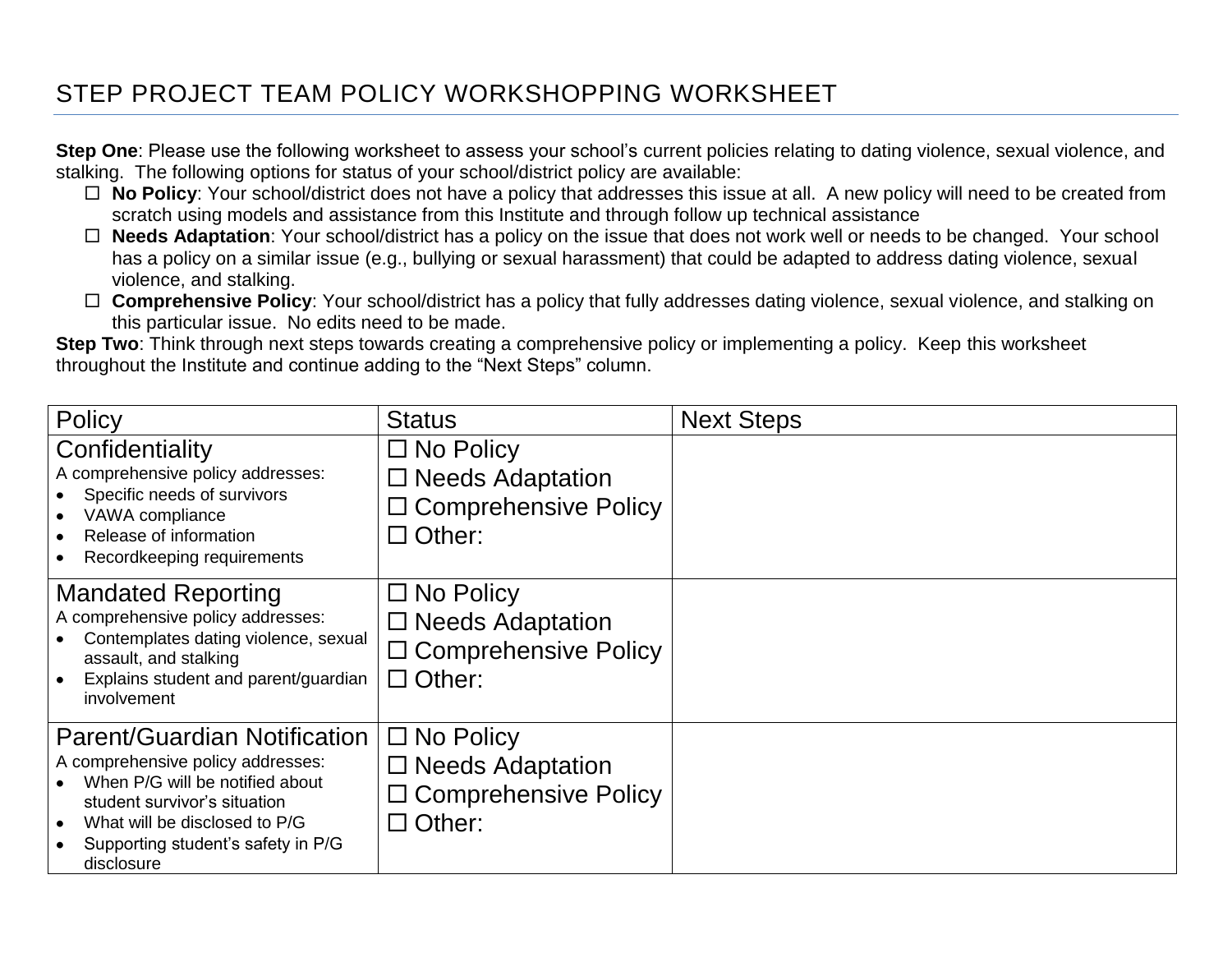# STEP PROJECT TEAM POLICY WORKSHOPPING WORKSHEET

**Step One**: Please use the following worksheet to assess your school's current policies relating to dating violence, sexual violence, and stalking. The following options for status of your school/district policy are available:

- ☐ **No Policy**: Your school/district does not have a policy that addresses this issue at all. A new policy will need to be created from scratch using models and assistance from this Institute and through follow up technical assistance
- ☐ **Needs Adaptation**: Your school/district has a policy on the issue that does not work well or needs to be changed. Your school has a policy on a similar issue (e.g., bullying or sexual harassment) that could be adapted to address dating violence, sexual violence, and stalking.
- ☐ **Comprehensive Policy**: Your school/district has a policy that fully addresses dating violence, sexual violence, and stalking on this particular issue. No edits need to be made.

**Step Two**: Think through next steps towards creating a comprehensive policy or implementing a policy. Keep this worksheet throughout the Institute and continue adding to the "Next Steps" column.

| Policy | Status | Next Steps |
|---|---|---|
| Confidentiality<br>A comprehensive policy addresses:<br>• Specific needs of survivors<br>• VAWA compliance<br>• Release of information<br>• Recordkeeping requirements | ☐ No Policy<br>☐ Needs Adaptation<br>☐ Comprehensive Policy<br>☐ Other: | |
| Mandated Reporting<br>A comprehensive policy addresses:<br>• Contemplates dating violence, sexual assault, and stalking<br>• Explains student and parent/guardian involvement | ☐ No Policy<br>☐ Needs Adaptation<br>☐ Comprehensive Policy<br>☐ Other: | |
| Parent/Guardian Notification<br>A comprehensive policy addresses:<br>• When P/G will be notified about student survivor's situation<br>• What will be disclosed to P/G<br>• Supporting student's safety in P/G disclosure | ☐ No Policy<br>☐ Needs Adaptation<br>☐ Comprehensive Policy<br>☐ Other: | |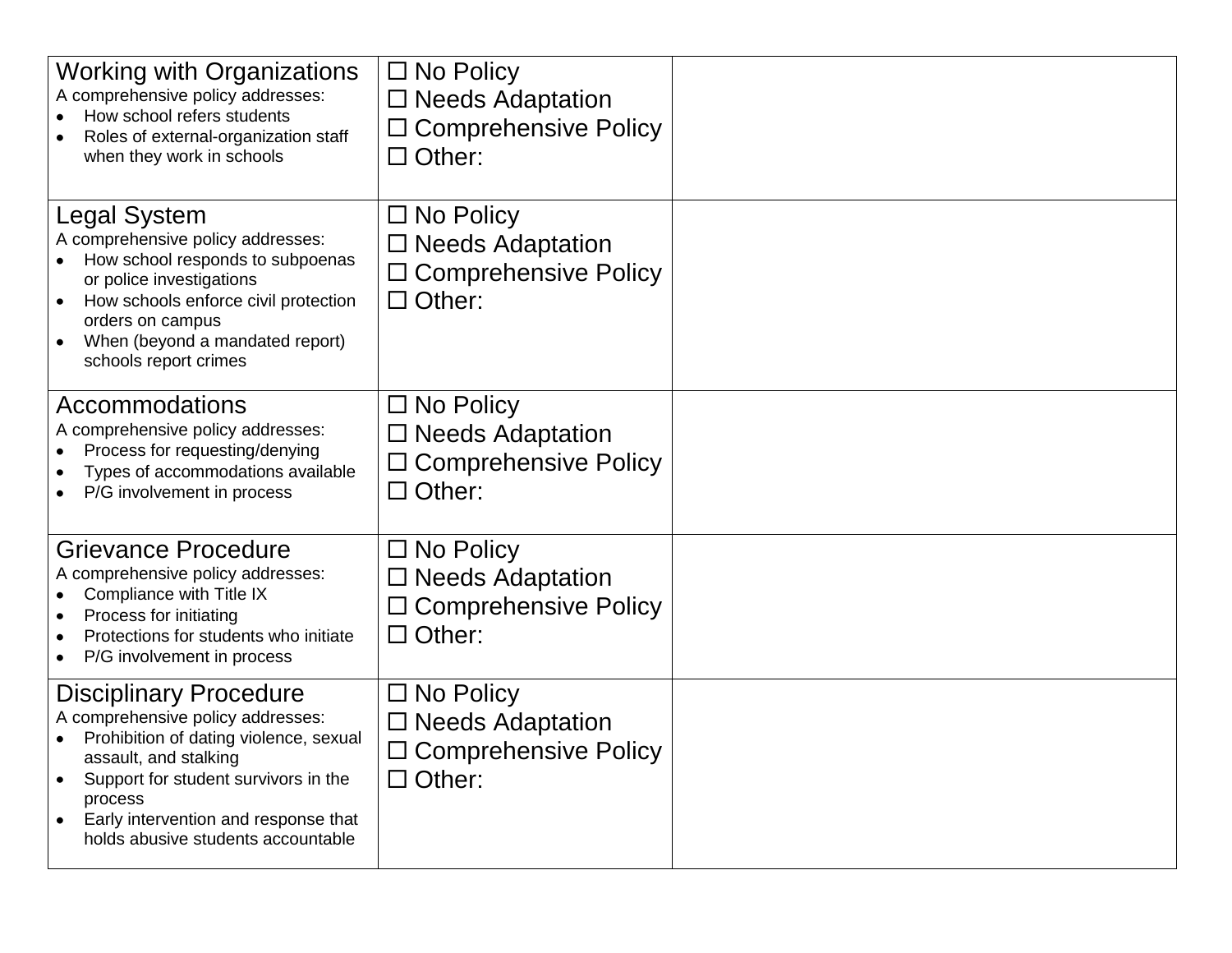| | | |
|---|---|---|
| **Working with Organizations**<br>A comprehensive policy addresses:<br>• How school refers students<br>• Roles of external-organization staff when they work in schools | ☐ No Policy<br>☐ Needs Adaptation<br>☐ Comprehensive Policy<br>☐ Other: | |
| **Legal System**<br>A comprehensive policy addresses:<br>• How school responds to subpoenas or police investigations<br>• How schools enforce civil protection orders on campus<br>• When (beyond a mandated report) schools report crimes | ☐ No Policy<br>☐ Needs Adaptation<br>☐ Comprehensive Policy<br>☐ Other: | |
| **Accommodations**<br>A comprehensive policy addresses:<br>• Process for requesting/denying<br>• Types of accommodations available<br>• P/G involvement in process | ☐ No Policy<br>☐ Needs Adaptation<br>☐ Comprehensive Policy<br>☐ Other: | |
| **Grievance Procedure**<br>A comprehensive policy addresses:<br>• Compliance with Title IX<br>• Process for initiating<br>• Protections for students who initiate<br>• P/G involvement in process | ☐ No Policy<br>☐ Needs Adaptation<br>☐ Comprehensive Policy<br>☐ Other: | |
| **Disciplinary Procedure**<br>A comprehensive policy addresses:<br>• Prohibition of dating violence, sexual assault, and stalking<br>• Support for student survivors in the process<br>• Early intervention and response that holds abusive students accountable | ☐ No Policy<br>☐ Needs Adaptation<br>☐ Comprehensive Policy<br>☐ Other: | |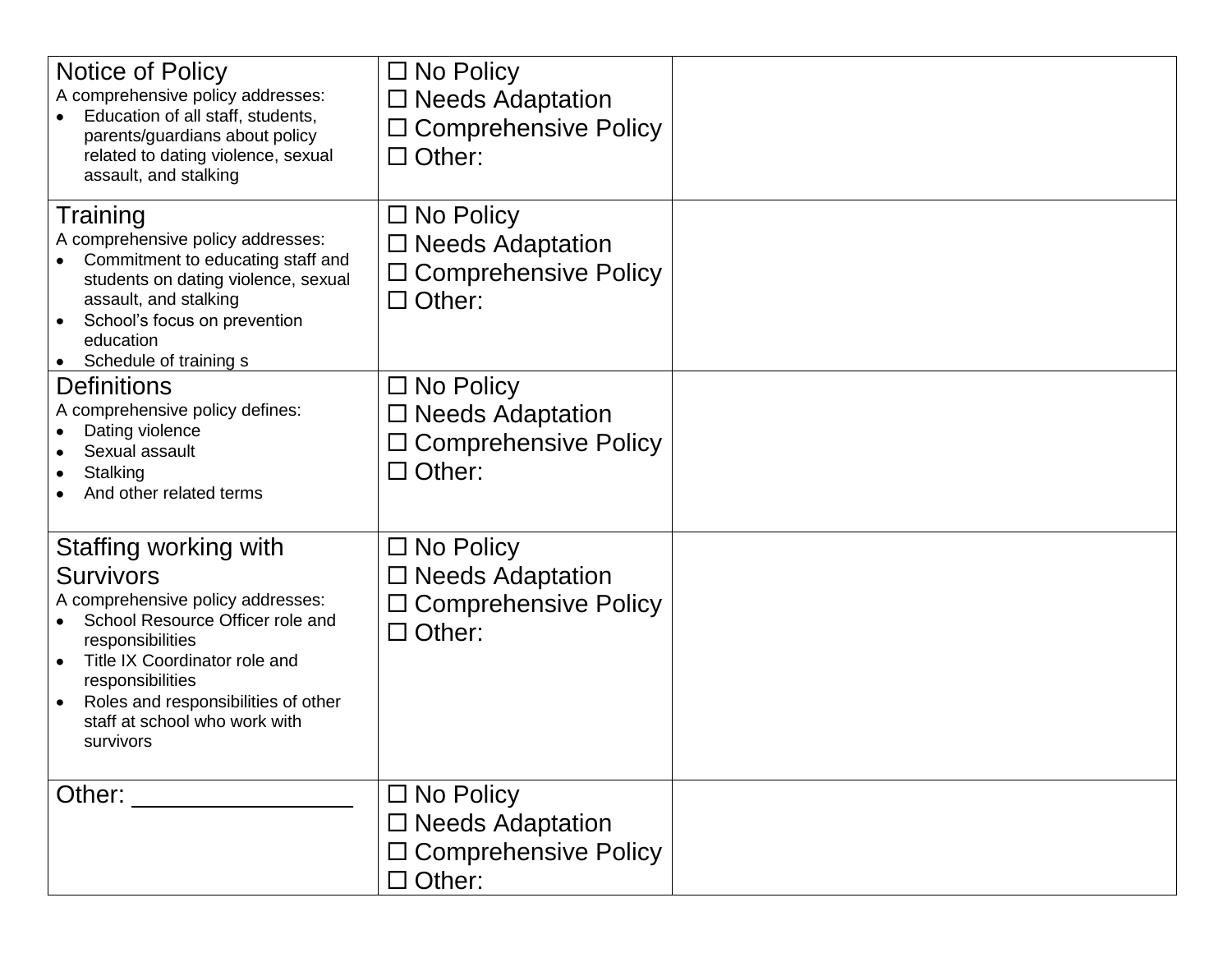| | | |
|---|---|---|
| Notice of Policy<br>A comprehensive policy addresses:<br>• Education of all staff, students, parents/guardians about policy related to dating violence, sexual assault, and stalking | ☐ No Policy<br>☐ Needs Adaptation<br>☐ Comprehensive Policy<br>☐ Other: | |
| Training<br>A comprehensive policy addresses:<br>• Commitment to educating staff and students on dating violence, sexual assault, and stalking<br>• School's focus on prevention education<br>• Schedule of training s | ☐ No Policy<br>☐ Needs Adaptation<br>☐ Comprehensive Policy<br>☐ Other: | |
| Definitions<br>A comprehensive policy defines:<br>• Dating violence<br>• Sexual assault<br>• Stalking<br>• And other related terms | ☐ No Policy<br>☐ Needs Adaptation<br>☐ Comprehensive Policy<br>☐ Other: | |
| Staffing working with Survivors<br>A comprehensive policy addresses:<br>• School Resource Officer role and responsibilities<br>• Title IX Coordinator role and responsibilities<br>• Roles and responsibilities of other staff at school who work with survivors | ☐ No Policy<br>☐ Needs Adaptation<br>☐ Comprehensive Policy<br>☐ Other: | |
| Other: ________________ | ☐ No Policy<br>☐ Needs Adaptation<br>☐ Comprehensive Policy<br>☐ Other: | |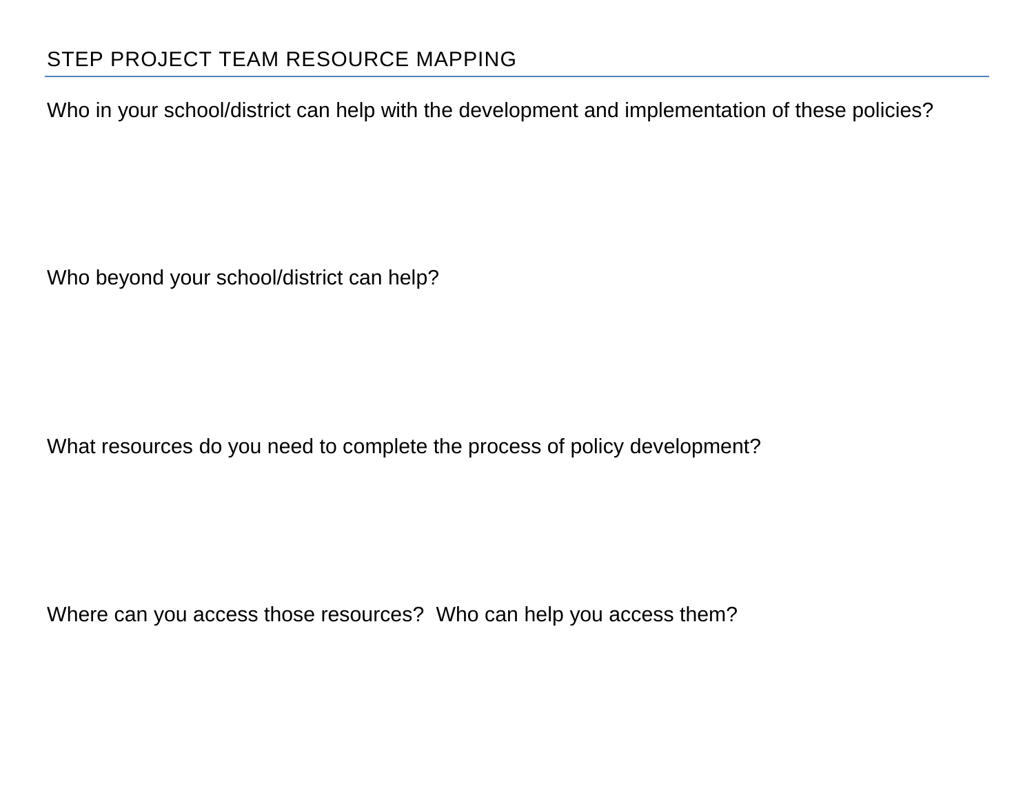## STEP PROJECT TEAM RESOURCE MAPPING

Who in your school/district can help with the development and implementation of these policies?

Who beyond your school/district can help?

What resources do you need to complete the process of policy development?

Where can you access those resources?  Who can help you access them?